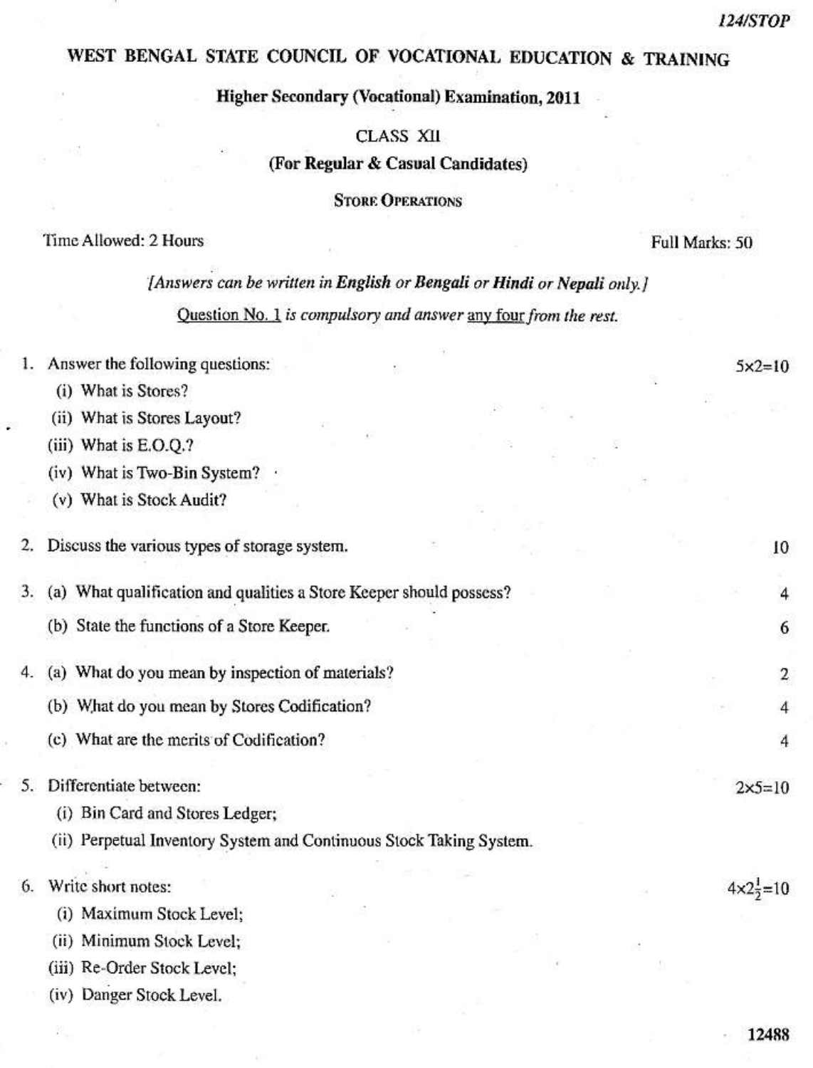124/STOP

# WEST BENGAL STATE COUNCIL OF VOCATIONAL EDUCATION & TRAINING

## Higher Secondary (Vocational) Examination, 2011

CLASS XII

**(For Regular & Casual Candidates)**

STORE OPERATIONS

Time Allowed: 2 Hours — Full Marks: 50

*[Answers can be written in **English** or **Bengali** or **Hindi** or **Nepali** only.]*

*Question No. 1 is compulsory and answer any four from the rest.*

1. Answer the following questions: — $5 \times 2 = 10$
   - (i) What is Stores?
   - (ii) What is Stores Layout?
   - (iii) What is E.O.Q.?
   - (iv) What is Two-Bin System?
   - (v) What is Stock Audit?

2. Discuss the various types of storage system. — 10

3. (a) What qualification and qualities a Store Keeper should possess? — 4

   (b) State the functions of a Store Keeper. — 6

4. (a) What do you mean by inspection of materials? — 2

   (b) What do you mean by Stores Codification? — 4

   (c) What are the merits of Codification? — 4

5. Differentiate between: — $2 \times 5 = 10$
   - (i) Bin Card and Stores Ledger;
   - (ii) Perpetual Inventory System and Continuous Stock Taking System.

6. Write short notes: — $4 \times 2\frac{1}{2} = 10$
   - (i) Maximum Stock Level;
   - (ii) Minimum Stock Level;
   - (iii) Re-Order Stock Level;
   - (iv) Danger Stock Level.

12488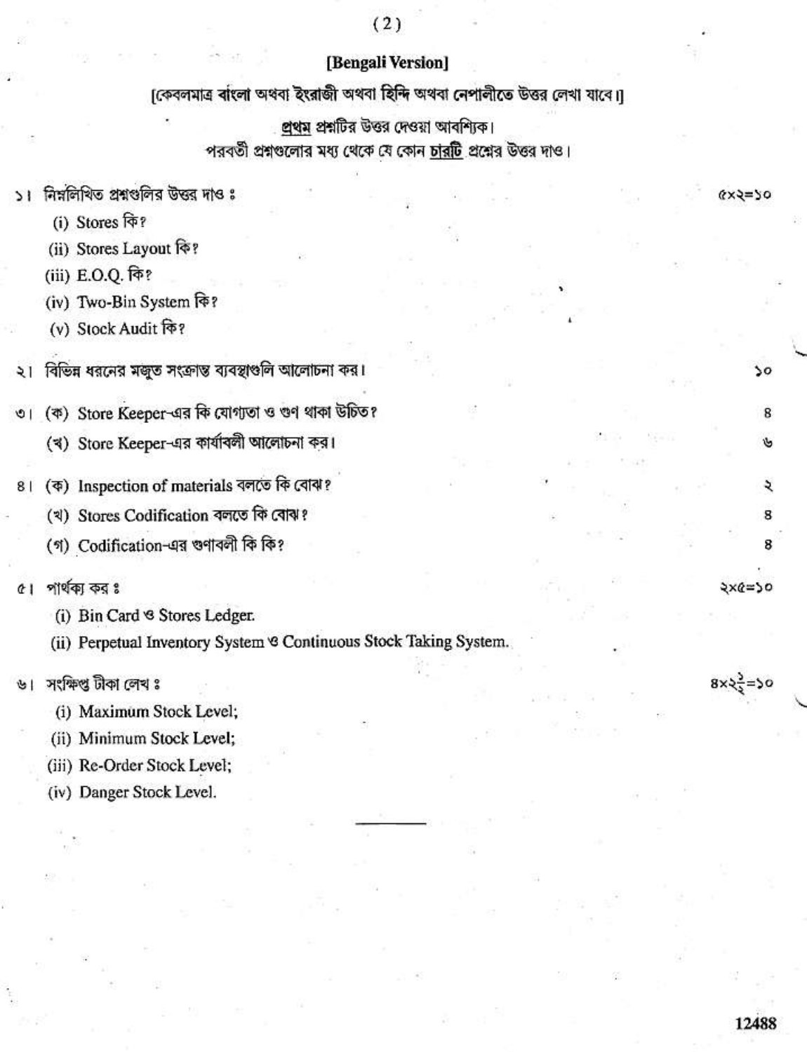## [Bengali Version]

[কেবলমাত্র বাংলা অথবা ইংরাজী অথবা হিন্দি অথবা নেপালীতে উত্তর লেখা যাবে।]

প্রথম প্রশ্নটির উত্তর দেওয়া আবশ্যিক।

পরবর্তী প্রশ্নগুলোর মধ্য থেকে যে কোন চারটি প্রশ্নের উত্তর দাও।

১। নিম্নলিখিত প্রশ্নগুলির উত্তর দাও ঃ  ৫×২=১০

(i) Stores কি?

(ii) Stores Layout কি?

(iii) E.O.Q. কি?

(iv) Two-Bin System কি?

(v) Stock Audit কি?

২। বিভিন্ন ধরনের মজুত সংক্রান্ত ব্যবস্থাগুলি আলোচনা কর।  ১০

৩। (ক) Store Keeper-এর কি যোগ্যতা ও গুণ থাকা উচিত?  ৪

(খ) Store Keeper-এর কার্যাবলী আলোচনা কর।  ৬

৪। (ক) Inspection of materials বলতে কি বোঝ?  ২

(খ) Stores Codification বলতে কি বোঝ?  ৪

(গ) Codification-এর গুণাবলী কি কি?  ৪

৫। পার্থক্য কর ঃ  ২×৫=১০

(i) Bin Card ও Stores Ledger.

(ii) Perpetual Inventory System ও Continuous Stock Taking System.

৬। সংক্ষিপ্ত টীকা লেখ ঃ  $৪\times২\frac{১}{২}=১০$

(i) Maximum Stock Level;

(ii) Minimum Stock Level;

(iii) Re-Order Stock Level;

(iv) Danger Stock Level.

12488